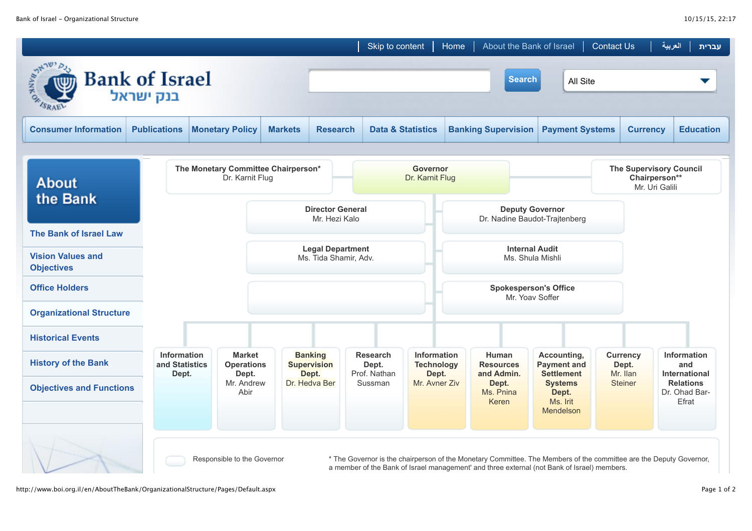Skip to content | Home | About the Bank of Israel | Contact Us | العربية | עברית

# Bank of Israel
בנק ישראל

Search | All Site

Consumer Information | Publications | Monetary Policy | Markets | Research | Data & Statistics | Banking Supervision | Payment Systems | Currency | Education

## About the Bank

- The Bank of Israel Law
- Vision Values and Objectives
- Office Holders
- Organizational Structure
- Historical Events
- History of the Bank
- Objectives and Functions

**The Monetary Committee Chairperson***
Dr. Karnit Flug

**Governor**
Dr. Karnit Flug

**The Supervisory Council Chairperson****
Mr. Uri Galili

**Director General**
Mr. Hezi Kalo

**Deputy Governor**
Dr. Nadine Baudot-Trajtenberg

**Legal Department**
Ms. Tida Shamir, Adv.

**Internal Audit**
Ms. Shula Mishli

**Spokesperson's Office**
Mr. Yoav Soffer

**Information and Statistics Dept.**

**Market Operations Dept.**
Mr. Andrew Abir

**Banking Supervision Dept.**
Dr. Hedva Ber

**Research Dept.**
Prof. Nathan Sussman

**Information Technology Dept.**
Mr. Avner Ziv

**Human Resources and Admin. Dept.**
Ms. Pnina Keren

**Accounting, Payment and Settlement Systems Dept.**
Ms. Irit Mendelson

**Currency Dept.**
Mr. Ilan Steiner

**Information and International Relations**
Dr. Ohad Bar-Efrat

Responsible to the Governor

* The Governor is the chairperson of the Monetary Committee. The Members of the committee are the Deputy Governor, a member of the Bank of Israel management' and three external (not Bank of Israel) members.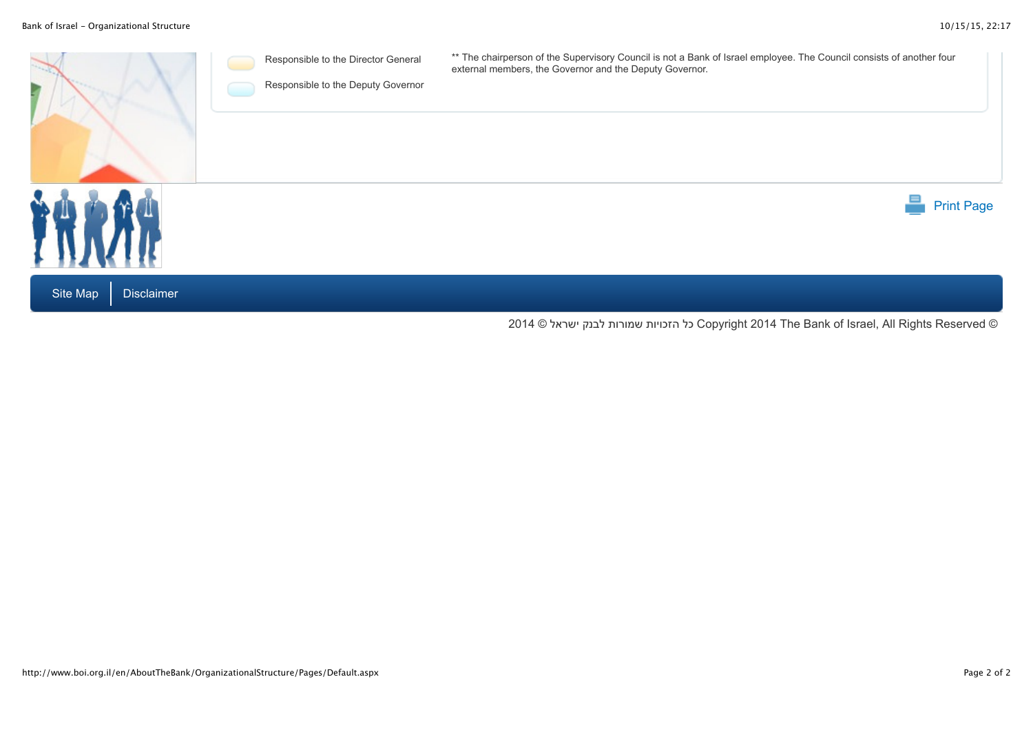Responsible to the Director General

Responsible to the Deputy Governor

** The chairperson of the Supervisory Council is not a Bank of Israel employee. The Council consists of another four external members, the Governor and the Deputy Governor.

Print Page

Site Map | Disclaimer

2014 © כל הזכויות שמורות לבנק ישראל Copyright 2014 The Bank of Israel, All Rights Reserved ©